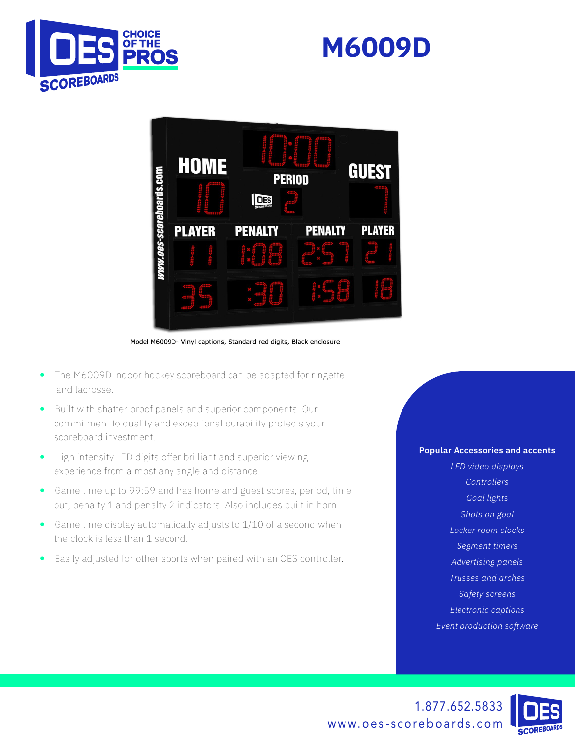# M6009D

Model M6009D- Vinyl captions, Standard red digits, Black enclosure

- The M6009D indoor hockey scoreboard can be adapted for ringette and lacrosse.
- Built with shatter proof panels and superior components. Our commitment to quality and exceptional durability protects your scoreboard investment.
- High intensity LED digits offer brilliant and superior viewing experience from almost any angle and distance.
- Game time up to 99:59 and has home and guest scores, period, time out, penalty 1 and penalty 2 indicators. Also includes built in horn
- Game time display automatically adjusts to 1/10 of a second when the clock is less than 1 second.
- Easily adjusted for other sports when paired with an OES controller.

**Popular Accessories and accents**

*LED video displays*
*Controllers*
*Goal lights*
*Shots on goal*
*Locker room clocks*
*Segment timers*
*Advertising panels*
*Trusses and arches*
*Safety screens*
*Electronic captions*
*Event production software*

1.877.652.5833
www.oes-scoreboards.com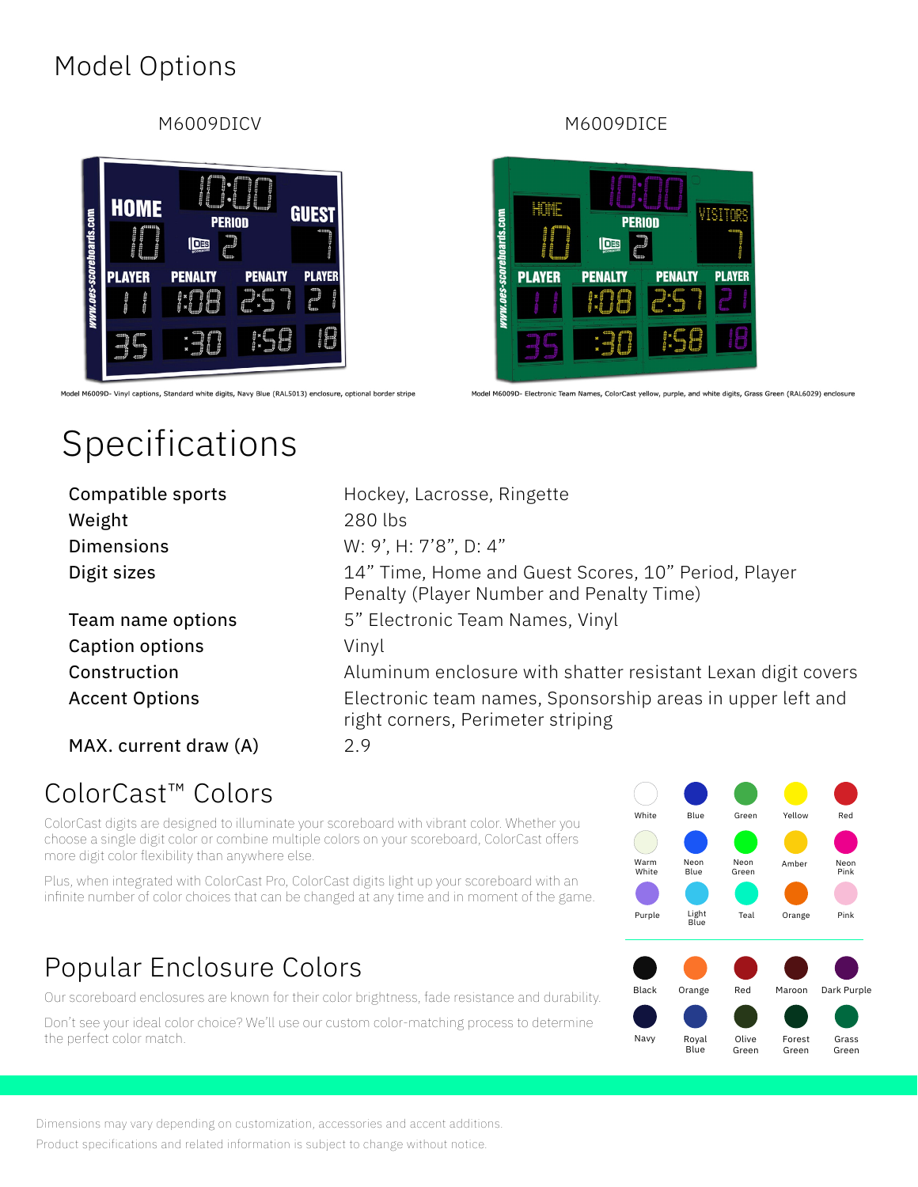# Model Options

M6009DICV

Model M6009D- Vinyl captions, Standard white digits, Navy Blue (RAL5013) enclosure, optional border stripe

M6009DICE

Model M6009D- Electronic Team Names, ColorCast yellow, purple, and white digits, Grass Green (RAL6029) enclosure

# Specifications

| | |
|---|---|
| Compatible sports | Hockey, Lacrosse, Ringette |
| Weight | 280 lbs |
| Dimensions | W: 9', H: 7'8", D: 4" |
| Digit sizes | 14" Time, Home and Guest Scores, 10" Period, Player Penalty (Player Number and Penalty Time) |
| Team name options | 5" Electronic Team Names, Vinyl |
| Caption options | Vinyl |
| Construction | Aluminum enclosure with shatter resistant Lexan digit covers |
| Accent Options | Electronic team names, Sponsorship areas in upper left and right corners, Perimeter striping |
| MAX. current draw (A) | 2.9 |

## ColorCast™ Colors

ColorCast digits are designed to illuminate your scoreboard with vibrant color. Whether you choose a single digit color or combine multiple colors on your scoreboard, ColorCast offers more digit color flexibility than anywhere else.

Plus, when integrated with ColorCast Pro, ColorCast digits light up your scoreboard with an infinite number of color choices that can be changed at any time and in moment of the game.

White, Blue, Green, Yellow, Red, Warm White, Neon Blue, Neon Green, Amber, Neon Pink, Purple, Light Blue, Teal, Orange, Pink

## Popular Enclosure Colors

Our scoreboard enclosures are known for their color brightness, fade resistance and durability.

Don't see your ideal color choice? We'll use our custom color-matching process to determine the perfect color match.

Black, Orange, Red, Maroon, Dark Purple, Navy, Royal Blue, Olive Green, Forest Green, Grass Green

Dimensions may vary depending on customization, accessories and accent additions.

Product specifications and related information is subject to change without notice.